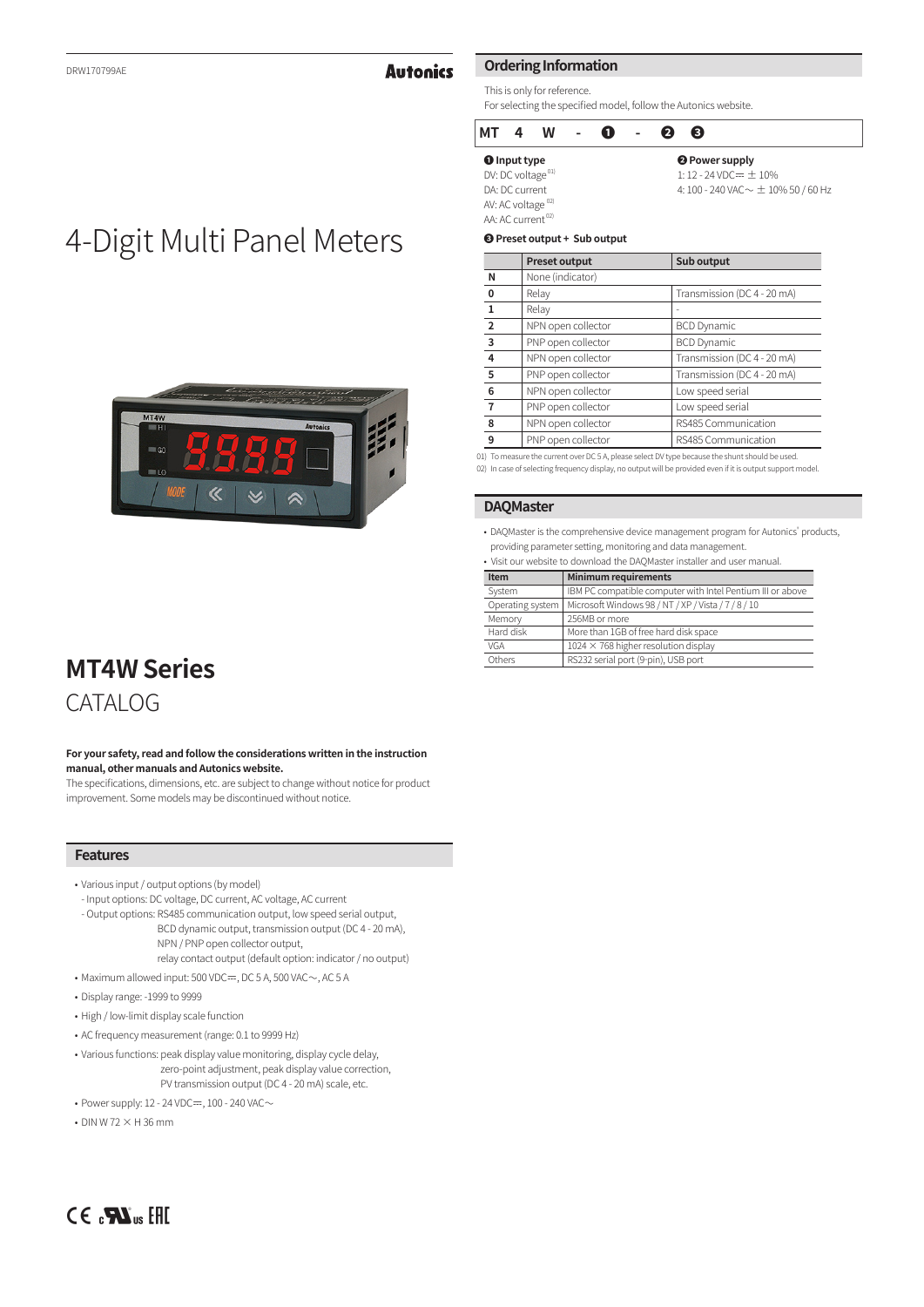DRW170799AE

# 4-Digit Multi Panel Meters

# MT4W Series

CATALOG

**For your safety, read and follow the considerations written in the instruction manual, other manuals and Autonics website.**
The specifications, dimensions, etc. are subject to change without notice for product improvement. Some models may be discontinued without notice.

## Features

- Various input / output options (by model)
  - Input options: DC voltage, DC current, AC voltage, AC current
  - Output options: RS485 communication output, low speed serial output, BCD dynamic output, transmission output (DC 4 - 20 mA), NPN / PNP open collector output, relay contact output (default option: indicator / no output)
- Maximum allowed input: 500 VDC⎓, DC 5 A, 500 VAC~, AC 5 A
- Display range: -1999 to 9999
- High / low-limit display scale function
- AC frequency measurement (range: 0.1 to 9999 Hz)
- Various functions: peak display value monitoring, display cycle delay, zero-point adjustment, peak display value correction, PV transmission output (DC 4 - 20 mA) scale, etc.
- Power supply: 12 - 24 VDC⎓, 100 - 240 VAC~
- DIN W 72 × H 36 mm

## Ordering Information

This is only for reference.
For selecting the specified model, follow the Autonics website.

| MT | 4 | W | - | ❶ | - | ❷ | ❸ |
|---|---|---|---|---|---|---|---|

**❶ Input type**
DV: DC voltage[01]
DA: DC current
AV: AC voltage[02]
AA: AC current[02]

**❷ Power supply**
1: 12 - 24 VDC⎓ ± 10%
4: 100 - 240 VAC~ ± 10% 50 / 60 Hz

**❸ Preset output + Sub output**

| | Preset output | Sub output |
|---|---|---|
| N | None (indicator) | |
| 0 | Relay | Transmission (DC 4 - 20 mA) |
| 1 | Relay | - |
| 2 | NPN open collector | BCD Dynamic |
| 3 | PNP open collector | BCD Dynamic |
| 4 | NPN open collector | Transmission (DC 4 - 20 mA) |
| 5 | PNP open collector | Transmission (DC 4 - 20 mA) |
| 6 | NPN open collector | Low speed serial |
| 7 | PNP open collector | Low speed serial |
| 8 | NPN open collector | RS485 Communication |
| 9 | PNP open collector | RS485 Communication |

01) To measure the current over DC 5 A, please select DV type because the shunt should be used.
02) In case of selecting frequency display, no output will be provided even if it is output support model.

## DAQMaster

- DAQMaster is the comprehensive device management program for Autonics' products, providing parameter setting, monitoring and data management.
- Visit our website to download the DAQMaster installer and user manual.

| Item | Minimum requirements |
|---|---|
| System | IBM PC compatible computer with Intel Pentium III or above |
| Operating system | Microsoft Windows 98 / NT / XP / Vista / 7 / 8 / 10 |
| Memory | 256MB or more |
| Hard disk | More than 1GB of free hard disk space |
| VGA | 1024 × 768 higher resolution display |
| Others | RS232 serial port (9-pin), USB port |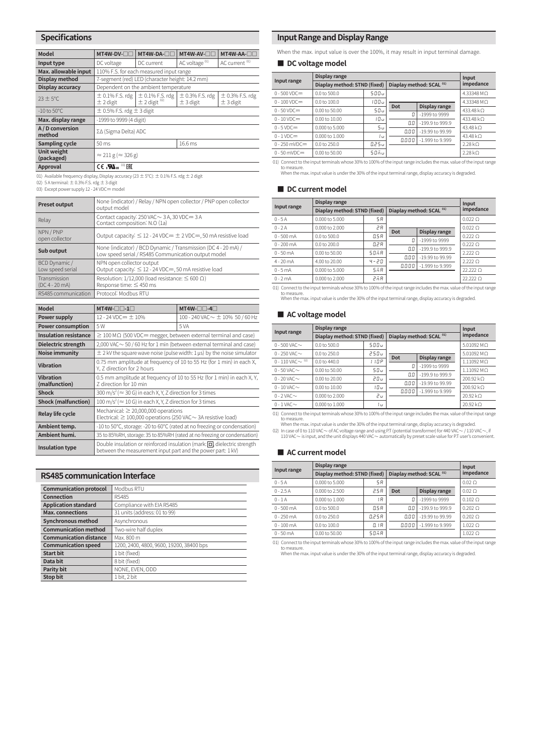## Specifications

| Model | MT4W-DV-□□ | MT4W-DA-□□ | MT4W-AV-□□ | MT4W-AA-□□ |
|---|---|---|---|---|
| Input type | DC voltage | DC current | AC voltage [01] | AC current [01] |
| Max. allowable input | 110% F.S. for each measured input range | | | |
| Display method | 7-segment (red) LED (character height: 14.2 mm) | | | |
| Display accuracy | Dependent on the ambient temperature | | | |
| 23 ± 5°C | ± 0.1% F.S. rdg ± 2 digit | ± 0.1% F.S. rdg ± 2 digit [02] | ± 0.3% F.S. rdg ± 3 digit | ± 0.3% F.S. rdg ± 3 digit |
| -10 to 50°C | ± 0.5% F.S. rdg ± 3 digit | | | |
| Max. display range | -1999 to 9999 (4 digit) | | | |
| A / D conversion method | ΣΔ (Sigma Delta) ADC | | | |
| Sampling cycle | 50 ms | | 16.6 ms | |
| Unit weight (packaged) | ≈ 211 g (≈ 326 g) | | | |
| Approval | CE cULus [03] EAC | | | |

01) Available frequency display, Display accuracy (23 ± 5°C): ± 0.1% F.S. rdg ± 2 digit
02) 5 A terminal: ± 0.3% F.S. rdg ± 3 digit
03) Except power supply 12 - 24 VDC⎓ model

| Preset output | None (indicator) / Relay / NPN open collector / PNP open collector output model |
|---|---|
| Relay | Contact capacity: 250 VAC∼ 3 A, 30 VDC⎓ 3 A<br>Contact composition: N.O (1a) |
| NPN / PNP open collector | Output capacity: ≤ 12 - 24 VDC⎓ ± 2 VDC⎓, 50 mA resistive load |
| Sub output | None (indicator) / BCD Dynamic / Transmission (DC 4 - 20 mA) / Low speed serial / RS485 Communication output model |
| BCD Dynamic / Low speed serial | NPN open collector output<br>Output capacity: ≤ 12 - 24 VDC⎓, 50 mA resistive load |
| Transmission (DC 4 - 20 mA) | Resolution: 1/12,000 (load resistance: ≤ 600 Ω)<br>Response time: ≤ 450 ms |
| RS485 communication | Protocol: Modbus RTU |

| Model | MT4W-□□-1□ | MT4W-□□-4□ |
|---|---|---|
| Power supply | 12 - 24 VDC⎓ ± 10% | 100 - 240 VAC∼ ± 10% 50 / 60 Hz |
| Power consumption | 5 W | 5 VA |
| Insulation resistance | ≥ 100 MΩ (500 VDC⎓ megger, between external terminal and case) | |
| Dielectric strength | 2,000 VAC∼ 50 / 60 Hz for 1 min (between external terminal and case) | |
| Noise immunity | ± 2 kV the square wave noise (pulse width: 1 μs) by the noise simulator | |
| Vibration | 0.75 mm amplitude at frequency of 10 to 55 Hz (for 1 min) in each X, Y, Z direction for 2 hours | |
| Vibration (malfunction) | 0.5 mm amplitude at frequency of 10 to 55 Hz (for 1 min) in each X, Y, Z direction for 10 min | |
| Shock | 300 m/s² (≈ 30 G) in each X, Y, Z direction for 3 times | |
| Shock (malfunction) | 100 m/s² (≈ 10 G) in each X, Y, Z direction for 3 times | |
| Relay life cycle | Mechanical: ≥ 20,000,000 operations<br>Electrical: ≥ 100,000 operations (250 VAC∼ 3A resistive load) | |
| Ambient temp. | -10 to 50°C, storage: -20 to 60°C (rated at no freezing or condensation) | |
| Ambient humi. | 35 to 85%RH, storage: 35 to 85%RH (rated at no freezing or condensation) | |
| Insulation type | Double insulation or reinforced insulation (mark: ▣, dielectric strength between the measurement input part and the power part: 1 kV) | |

## RS485 communication Interface

| Communication protocol | Modbus RTU |
|---|---|
| Connection | RS485 |
| Application standard | Compliance with EIA RS485 |
| Max. connections | 31 units (address: 01 to 99) |
| Synchronous method | Asynchronous |
| Communication method | Two-wire half duplex |
| Communication distance | Max. 800 m |
| Communication speed | 1200, 2400, 4800, 9600, 19200, 38400 bps |
| Start bit | 1 bit (fixed) |
| Data bit | 8 bit (fixed) |
| Parity bit | NONE, EVEN, ODD |
| Stop bit | 1 bit, 2 bit |

## Input Range and Display Range

When the max. input value is over the 100%, it may result in input terminal damage.

### ■ DC voltage model

| Input range | Display range | | | | Input impedance |
|---|---|---|---|---|---|
| | Diaplay method: STND (fixed) | | Diaplay method: SCAL [01] | | |
| 0 - 500 VDC⎓ | 0.0 to 500.0 | 500u | | | 4.33348 MΩ |
| 0 - 100 VDC⎓ | 0.0 to 100.0 | 100u | Dot | Display range | 4.33348 MΩ |
| 0 - 50 VDC⎓ | 0.00 to 50.00 | 50u | 0 | -1999 to 9999 | 433.48 kΩ |
| 0 - 10 VDC⎓ | 0.00 to 10.00 | 10u | 0.0 | -199.9 to 999.9 | 433.48 kΩ |
| 0 - 5 VDC⎓ | 0.000 to 5.000 | 5u | 0.00 | -19.99 to 99.99 | 43.48 kΩ |
| 0 - 1 VDC⎓ | 0.000 to 1.000 | 1u | 0.000 | -1.999 to 9.999 | 43.48 kΩ |
| 0 - 250 mVDC⎓ | 0.0 to 250.0 | 0.25u | | | 2.28 kΩ |
| 0 - 50 mVDC⎓ | 0.00 to 50.00 | 50mu | | | 2.28 kΩ |

01) Connect to the input terminals whose 30% to 100% of the input range includes the max. value of the input range to measure.
When the max. input value is under the 30% of the input terminal range, display accuracy is degraded.

### ■ DC current model

| Input range | Display range | | | | Input impedance |
|---|---|---|---|---|---|
| | Diaplay method: STND (fixed) | | Diaplay method: SCAL [01] | | |
| 0 - 5 A | 0.000 to 5.000 | 5A | | | 0.022 Ω |
| 0 - 2 A | 0.000 to 2.000 | 2A | Dot | Display range | 0.022 Ω |
| 0 - 500 mA | 0.0 to 500.0 | 0.5A | 0 | -1999 to 9999 | 0.222 Ω |
| 0 - 200 mA | 0.0 to 200.0 | 0.2A | 0.0 | -199.9 to 999.9 | 0.222 Ω |
| 0 - 50 mA | 0.00 to 50.00 | 50mA | 0.00 | -19.99 to 99.99 | 2.222 Ω |
| 4 - 20 mA | 4.00 to 20.00 | 4-20 | 0.000 | -1.999 to 9.999 | 2.222 Ω |
| 0 - 5 mA | 0.000 to 5.000 | 5mA | | | 22.222 Ω |
| 0 - 2 mA | 0.000 to 2.000 | 2mA | | | 22.222 Ω |

01) Connect to the input terminals whose 30% to 100% of the input range includes the max. value of the input range to measure.
When the max. input value is under the 30% of the input terminal range, display accuracy is degraded.

### ■ AC voltage model

| Input range | Display range | | | | Input impedance |
|---|---|---|---|---|---|
| | Diaplay method: STND (fixed) | | Diaplay method: SCAL [01] | | |
| 0 - 500 VAC∼ | 0.0 to 500.0 | 500u | | | 5.01092 MΩ |
| 0 - 250 VAC∼ | 0.0 to 250.0 | 250u | Dot | Display range | 5.01092 MΩ |
| 0 - 110 VAC∼ [02] | 0.0 to 440.0 | 110P | 0 | -1999 to 9999 | 1.11092 MΩ |
| 0 - 50 VAC∼ | 0.00 to 50.00 | 50u | 0.0 | -199.9 to 999.9 | 1.11092 MΩ |
| 0 - 20 VAC∼ | 0.00 to 20.00 | 20u | 0.00 | -19.99 to 99.99 | 200.92 kΩ |
| 0 - 10 VAC∼ | 0.00 to 10.00 | 10u | 0.000 | -1.999 to 9.999 | 200.92 kΩ |
| 0 - 2 VAC∼ | 0.000 to 2.000 | 2u | | | 20.92 kΩ |
| 0 - 1 VAC∼ | 0.000 to 1.000 | 1u | | | 20.92 kΩ |

01) Connect to the input terminals whose 30% to 100% of the input range includes the max. value of the input range to measure.
When the max. input value is under the 30% of the input terminal range, display accuracy is degraded.
02) In case of 0 to 110 VAC∼ of AC voltage range and using P.T (potential transformer) for 440 VAC∼ / 110 VAC∼, if 110 VAC∼ is input, and the unit displays 440 VAC∼ automatically by preset scale value for P.T user's convenient.

### ■ AC current model

| Input range | Display range | | | | Input impedance |
|---|---|---|---|---|---|
| | Diaplay method: STND (fixed) | | Diaplay method: SCAL [01] | | |
| 0 - 5 A | 0.000 to 5.000 | 5A | | | 0.02 Ω |
| 0 - 2.5 A | 0.000 to 2.500 | 2.5A | Dot | Display range | 0.02 Ω |
| 0 - 1 A | 0.000 to 1.000 | 1A | 0 | -1999 to 9999 | 0.102 Ω |
| 0 - 500 mA | 0.0 to 500.0 | 0.5A | 0.0 | -199.9 to 999.9 | 0.202 Ω |
| 0 - 250 mA | 0.0 to 250.0 | 0.25A | 0.00 | -19.99 to 99.99 | 0.202 Ω |
| 0 - 100 mA | 0.0 to 100.0 | 0.1A | 0.000 | -1.999 to 9.999 | 1.022 Ω |
| 0 - 50 mA | 0.00 to 50.00 | 50mA | | | 1.022 Ω |

01) Connect to the input terminals whose 30% to 100% of the input range includes the max. value of the input range to measure.
When the max. input value is under the 30% of the input terminal range, display accuracy is degraded.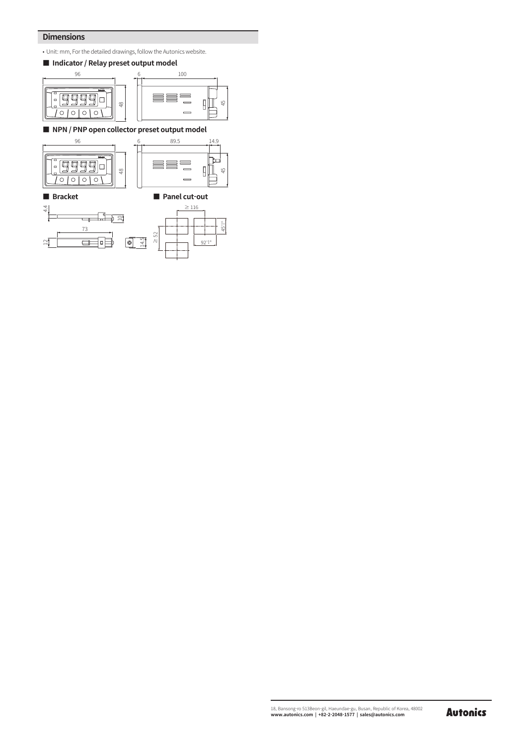## Dimensions

- Unit: mm, For the detailed drawings, follow the Autonics website.

### ■ Indicator / Relay preset output model

96

48

6

100

45

### ■ NPN / PNP open collector preset output model

96

48

6

89.5

14.9

45

### ■ Bracket

4.4

10

73

12

14.5

### ■ Panel cut-out

≥ 116

≥ 52

$45^{+0.6}_{0}$

$92^{+0.8}_{0}$

18, Bansong-ro 513Beon-gil, Haeundae-gu, Busan, Republic of Korea, 48002
**www.autonics.com | +82-2-2048-1577 | sales@autonics.com**